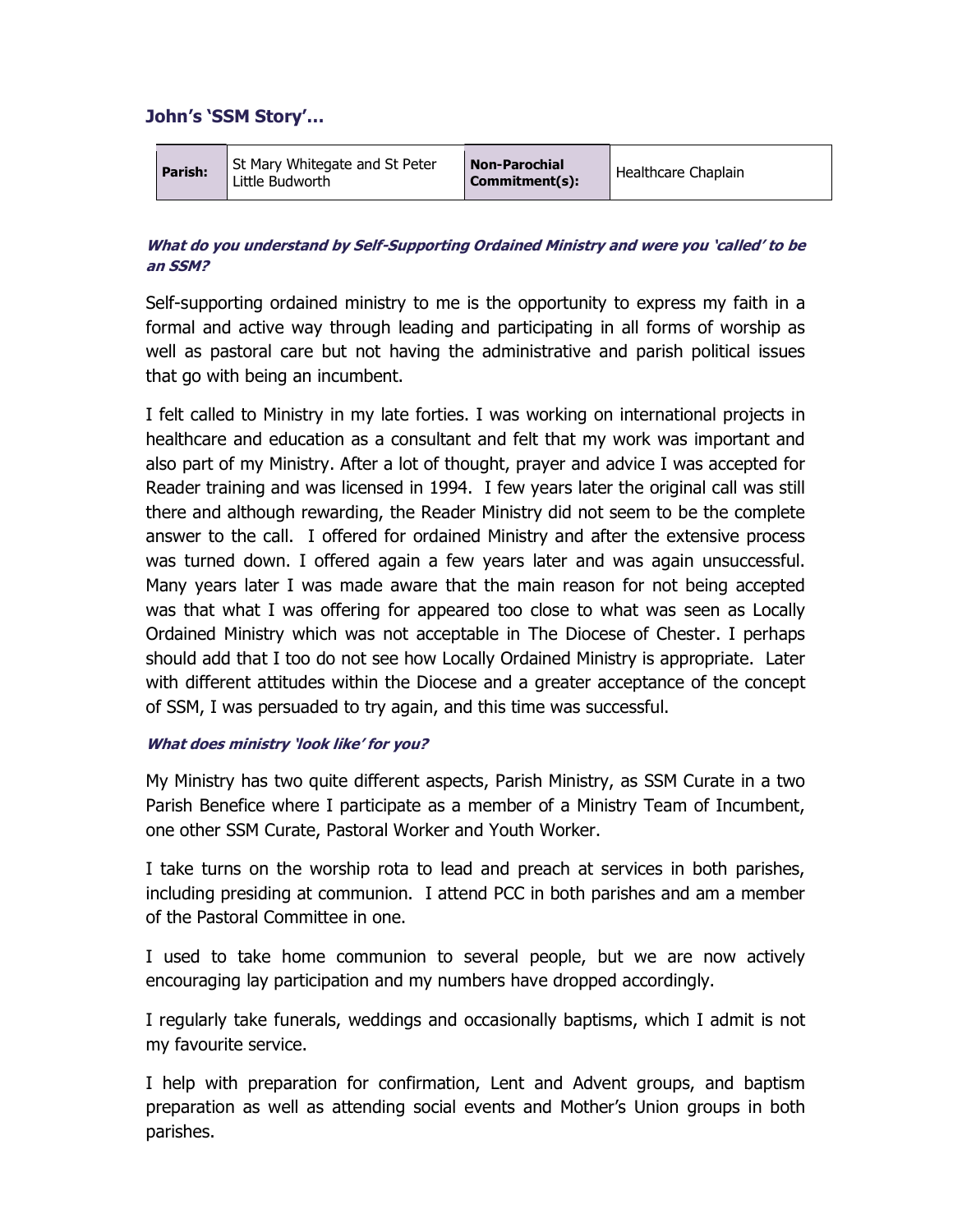### John's 'SSM Story'…

| Parish: | St Mary Whitegate and St Peter Little Budworth | Non-Parochial Commitment(s): | Healthcare Chaplain |
|---|---|---|---|

***What do you understand by Self-Supporting Ordained Ministry and were you 'called' to be an SSM?***

Self-supporting ordained ministry to me is the opportunity to express my faith in a formal and active way through leading and participating in all forms of worship as well as pastoral care but not having the administrative and parish political issues that go with being an incumbent.

I felt called to Ministry in my late forties. I was working on international projects in healthcare and education as a consultant and felt that my work was important and also part of my Ministry. After a lot of thought, prayer and advice I was accepted for Reader training and was licensed in 1994. I few years later the original call was still there and although rewarding, the Reader Ministry did not seem to be the complete answer to the call. I offered for ordained Ministry and after the extensive process was turned down. I offered again a few years later and was again unsuccessful. Many years later I was made aware that the main reason for not being accepted was that what I was offering for appeared too close to what was seen as Locally Ordained Ministry which was not acceptable in The Diocese of Chester. I perhaps should add that I too do not see how Locally Ordained Ministry is appropriate. Later with different attitudes within the Diocese and a greater acceptance of the concept of SSM, I was persuaded to try again, and this time was successful.

***What does ministry 'look like' for you?***

My Ministry has two quite different aspects, Parish Ministry, as SSM Curate in a two Parish Benefice where I participate as a member of a Ministry Team of Incumbent, one other SSM Curate, Pastoral Worker and Youth Worker.

I take turns on the worship rota to lead and preach at services in both parishes, including presiding at communion. I attend PCC in both parishes and am a member of the Pastoral Committee in one.

I used to take home communion to several people, but we are now actively encouraging lay participation and my numbers have dropped accordingly.

I regularly take funerals, weddings and occasionally baptisms, which I admit is not my favourite service.

I help with preparation for confirmation, Lent and Advent groups, and baptism preparation as well as attending social events and Mother's Union groups in both parishes.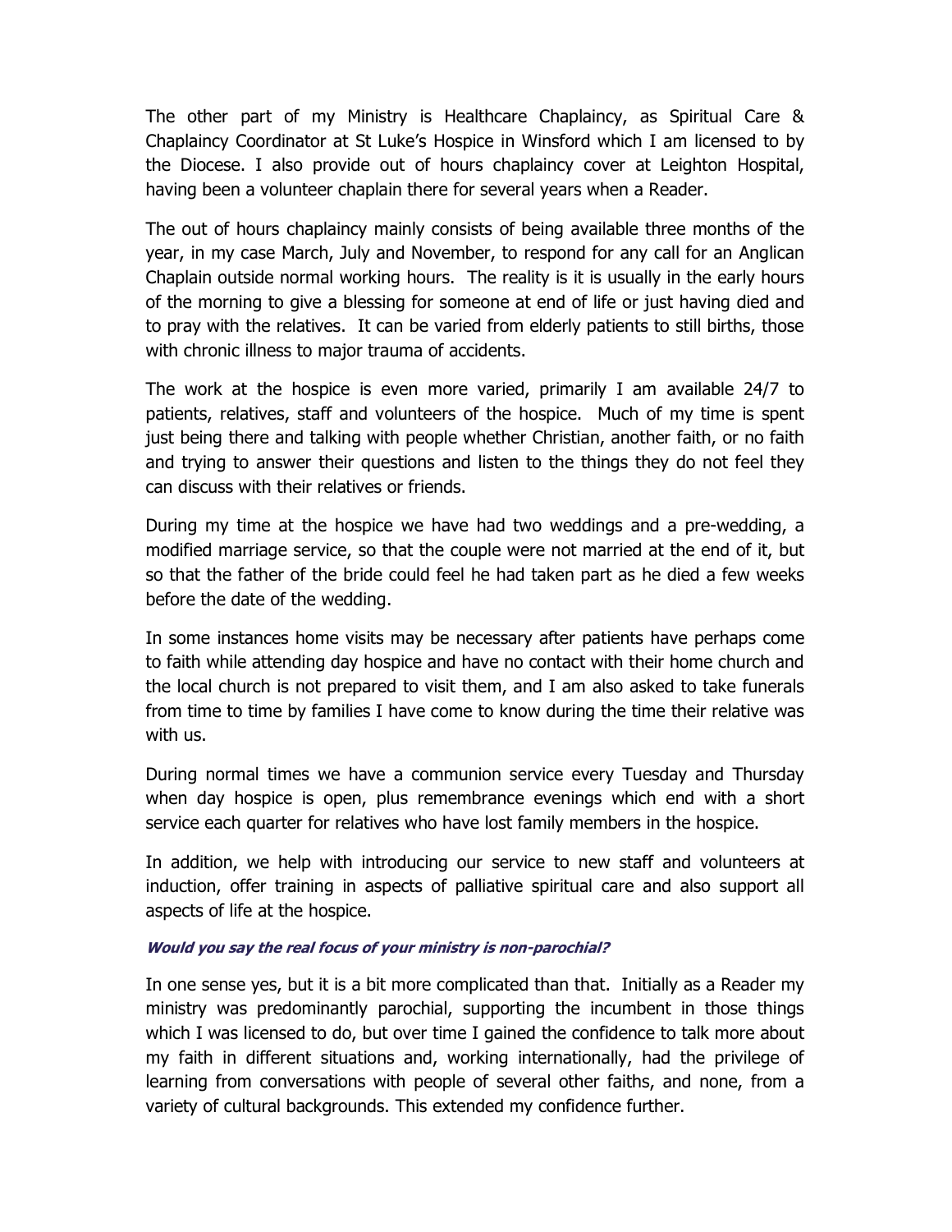The other part of my Ministry is Healthcare Chaplaincy, as Spiritual Care & Chaplaincy Coordinator at St Luke's Hospice in Winsford which I am licensed to by the Diocese. I also provide out of hours chaplaincy cover at Leighton Hospital, having been a volunteer chaplain there for several years when a Reader.

The out of hours chaplaincy mainly consists of being available three months of the year, in my case March, July and November, to respond for any call for an Anglican Chaplain outside normal working hours. The reality is it is usually in the early hours of the morning to give a blessing for someone at end of life or just having died and to pray with the relatives. It can be varied from elderly patients to still births, those with chronic illness to major trauma of accidents.

The work at the hospice is even more varied, primarily I am available 24/7 to patients, relatives, staff and volunteers of the hospice. Much of my time is spent just being there and talking with people whether Christian, another faith, or no faith and trying to answer their questions and listen to the things they do not feel they can discuss with their relatives or friends.

During my time at the hospice we have had two weddings and a pre-wedding, a modified marriage service, so that the couple were not married at the end of it, but so that the father of the bride could feel he had taken part as he died a few weeks before the date of the wedding.

In some instances home visits may be necessary after patients have perhaps come to faith while attending day hospice and have no contact with their home church and the local church is not prepared to visit them, and I am also asked to take funerals from time to time by families I have come to know during the time their relative was with us.

During normal times we have a communion service every Tuesday and Thursday when day hospice is open, plus remembrance evenings which end with a short service each quarter for relatives who have lost family members in the hospice.

In addition, we help with introducing our service to new staff and volunteers at induction, offer training in aspects of palliative spiritual care and also support all aspects of life at the hospice.

***Would you say the real focus of your ministry is non-parochial?***

In one sense yes, but it is a bit more complicated than that. Initially as a Reader my ministry was predominantly parochial, supporting the incumbent in those things which I was licensed to do, but over time I gained the confidence to talk more about my faith in different situations and, working internationally, had the privilege of learning from conversations with people of several other faiths, and none, from a variety of cultural backgrounds. This extended my confidence further.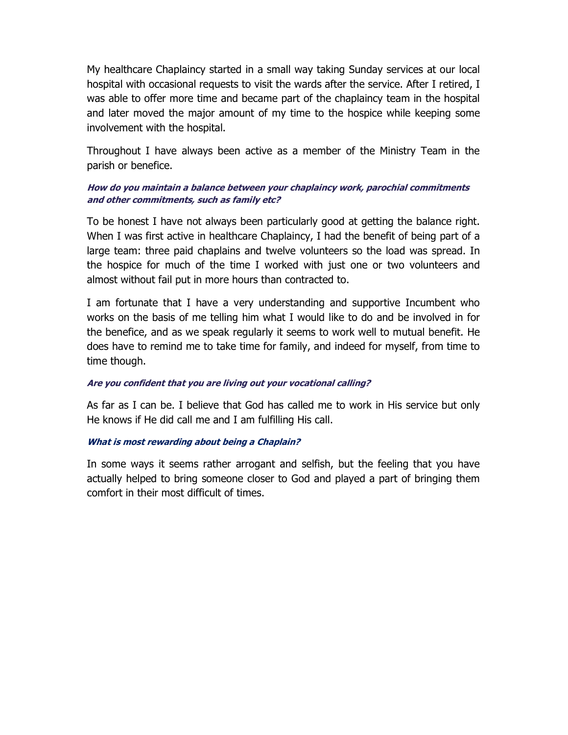My healthcare Chaplaincy started in a small way taking Sunday services at our local hospital with occasional requests to visit the wards after the service. After I retired, I was able to offer more time and became part of the chaplaincy team in the hospital and later moved the major amount of my time to the hospice while keeping some involvement with the hospital.

Throughout I have always been active as a member of the Ministry Team in the parish or benefice.

***How do you maintain a balance between your chaplaincy work, parochial commitments and other commitments, such as family etc?***

To be honest I have not always been particularly good at getting the balance right. When I was first active in healthcare Chaplaincy, I had the benefit of being part of a large team: three paid chaplains and twelve volunteers so the load was spread. In the hospice for much of the time I worked with just one or two volunteers and almost without fail put in more hours than contracted to.

I am fortunate that I have a very understanding and supportive Incumbent who works on the basis of me telling him what I would like to do and be involved in for the benefice, and as we speak regularly it seems to work well to mutual benefit. He does have to remind me to take time for family, and indeed for myself, from time to time though.

***Are you confident that you are living out your vocational calling?***

As far as I can be. I believe that God has called me to work in His service but only He knows if He did call me and I am fulfilling His call.

***What is most rewarding about being a Chaplain?***

In some ways it seems rather arrogant and selfish, but the feeling that you have actually helped to bring someone closer to God and played a part of bringing them comfort in their most difficult of times.